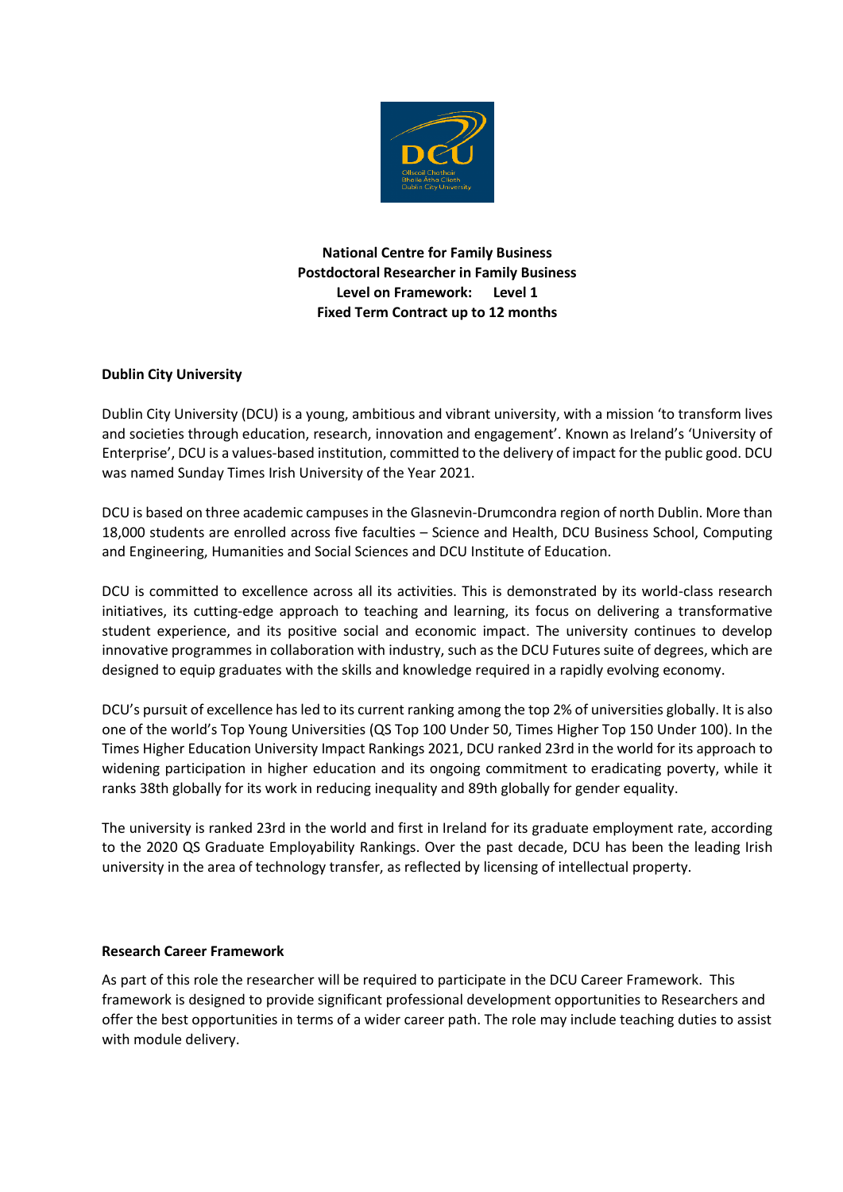**National Centre for Family Business**
**Postdoctoral Researcher in Family Business**
**Level on Framework: Level 1**
**Fixed Term Contract up to 12 months**

## Dublin City University

Dublin City University (DCU) is a young, ambitious and vibrant university, with a mission 'to transform lives and societies through education, research, innovation and engagement'. Known as Ireland's 'University of Enterprise', DCU is a values-based institution, committed to the delivery of impact for the public good. DCU was named Sunday Times Irish University of the Year 2021.

DCU is based on three academic campuses in the Glasnevin-Drumcondra region of north Dublin. More than 18,000 students are enrolled across five faculties – Science and Health, DCU Business School, Computing and Engineering, Humanities and Social Sciences and DCU Institute of Education.

DCU is committed to excellence across all its activities. This is demonstrated by its world-class research initiatives, its cutting-edge approach to teaching and learning, its focus on delivering a transformative student experience, and its positive social and economic impact. The university continues to develop innovative programmes in collaboration with industry, such as the DCU Futures suite of degrees, which are designed to equip graduates with the skills and knowledge required in a rapidly evolving economy.

DCU's pursuit of excellence has led to its current ranking among the top 2% of universities globally. It is also one of the world's Top Young Universities (QS Top 100 Under 50, Times Higher Top 150 Under 100). In the Times Higher Education University Impact Rankings 2021, DCU ranked 23rd in the world for its approach to widening participation in higher education and its ongoing commitment to eradicating poverty, while it ranks 38th globally for its work in reducing inequality and 89th globally for gender equality.

The university is ranked 23rd in the world and first in Ireland for its graduate employment rate, according to the 2020 QS Graduate Employability Rankings. Over the past decade, DCU has been the leading Irish university in the area of technology transfer, as reflected by licensing of intellectual property.

## Research Career Framework

As part of this role the researcher will be required to participate in the DCU Career Framework. This framework is designed to provide significant professional development opportunities to Researchers and offer the best opportunities in terms of a wider career path. The role may include teaching duties to assist with module delivery.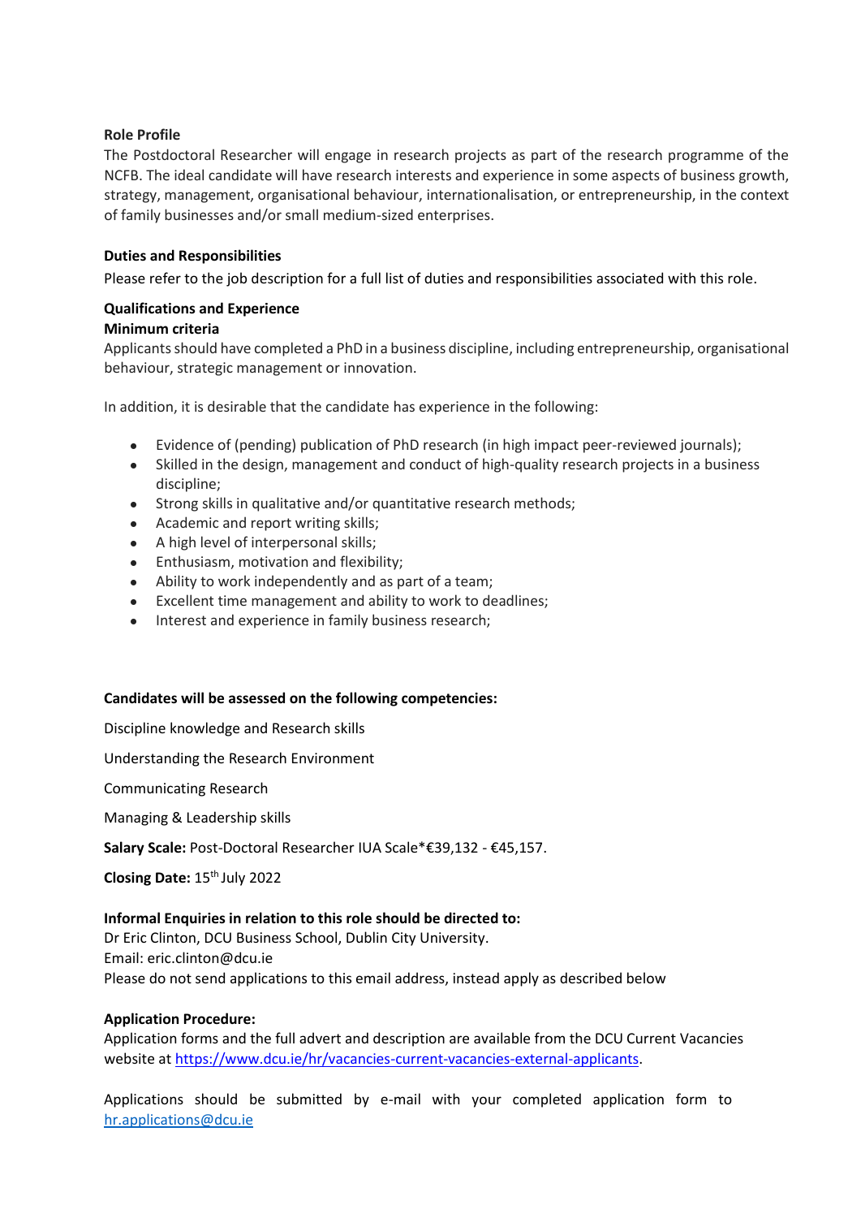**Role Profile**

The Postdoctoral Researcher will engage in research projects as part of the research programme of the NCFB. The ideal candidate will have research interests and experience in some aspects of business growth, strategy, management, organisational behaviour, internationalisation, or entrepreneurship, in the context of family businesses and/or small medium-sized enterprises.

**Duties and Responsibilities**

Please refer to the job description for a full list of duties and responsibilities associated with this role.

**Qualifications and Experience**

**Minimum criteria**

Applicants should have completed a PhD in a business discipline, including entrepreneurship, organisational behaviour, strategic management or innovation.

In addition, it is desirable that the candidate has experience in the following:

- Evidence of (pending) publication of PhD research (in high impact peer-reviewed journals);
- Skilled in the design, management and conduct of high-quality research projects in a business discipline;
- Strong skills in qualitative and/or quantitative research methods;
- Academic and report writing skills;
- A high level of interpersonal skills;
- Enthusiasm, motivation and flexibility;
- Ability to work independently and as part of a team;
- Excellent time management and ability to work to deadlines;
- Interest and experience in family business research;

**Candidates will be assessed on the following competencies:**

Discipline knowledge and Research skills

Understanding the Research Environment

Communicating Research

Managing & Leadership skills

**Salary Scale:** Post-Doctoral Researcher IUA Scale*€39,132 - €45,157.

**Closing Date:** 15th July 2022

**Informal Enquiries in relation to this role should be directed to:**

Dr Eric Clinton, DCU Business School, Dublin City University.
Email: eric.clinton@dcu.ie
Please do not send applications to this email address, instead apply as described below

**Application Procedure:**

Application forms and the full advert and description are available from the DCU Current Vacancies website at [https://www.dcu.ie/hr/vacancies-current-vacancies-external-applicants](https://www.dcu.ie/hr/vacancies-current-vacancies-external-applicants).

Applications should be submitted by e-mail with your completed application form to [hr.applications@dcu.ie](mailto:hr.applications@dcu.ie)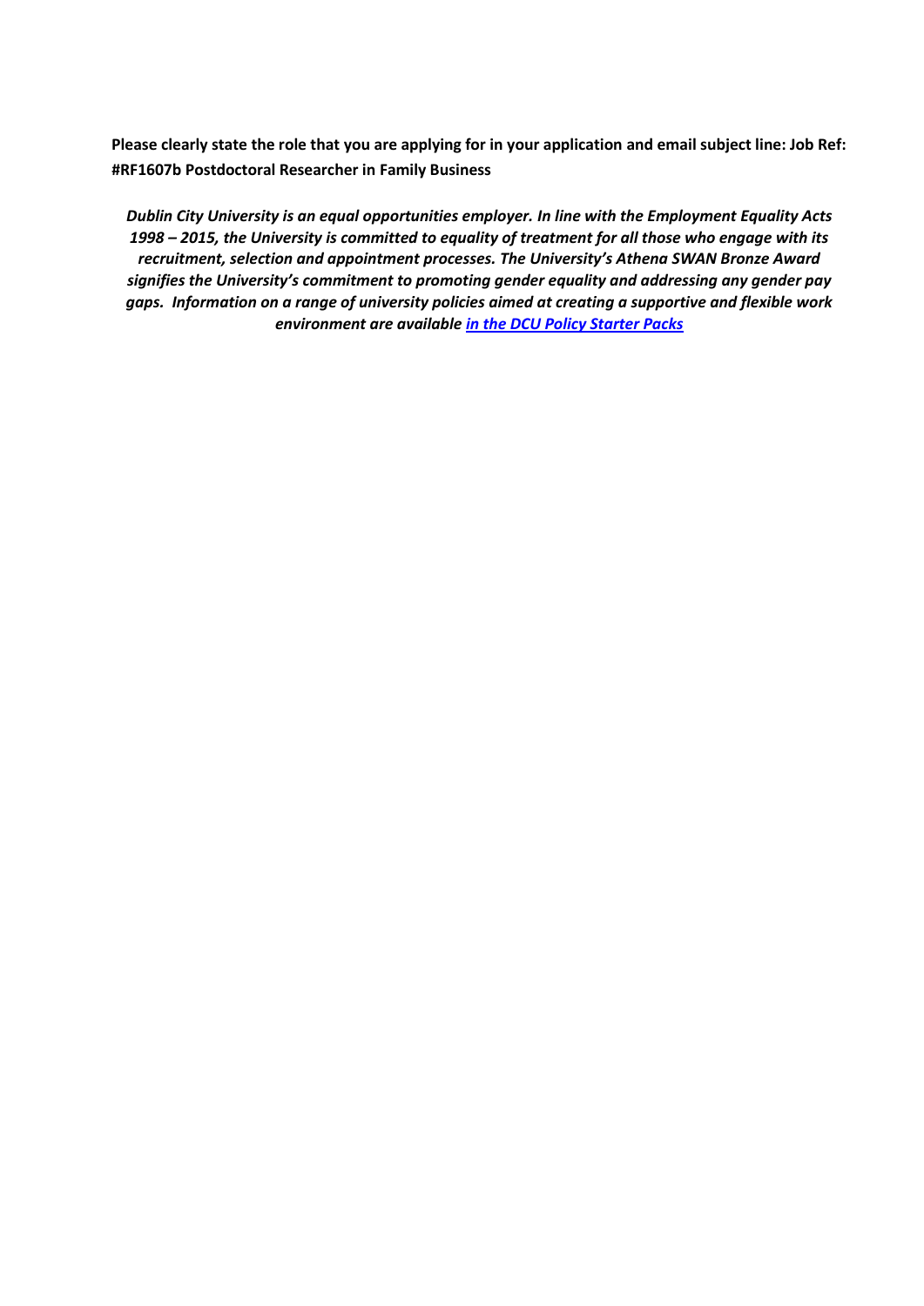**Please clearly state the role that you are applying for in your application and email subject line: Job Ref: #RF1607b Postdoctoral Researcher in Family Business**

***Dublin City University is an equal opportunities employer. In line with the Employment Equality Acts 1998 – 2015, the University is committed to equality of treatment for all those who engage with its recruitment, selection and appointment processes. The University's Athena SWAN Bronze Award signifies the University's commitment to promoting gender equality and addressing any gender pay gaps. Information on a range of university policies aimed at creating a supportive and flexible work environment are available [in the DCU Policy Starter Packs]()***